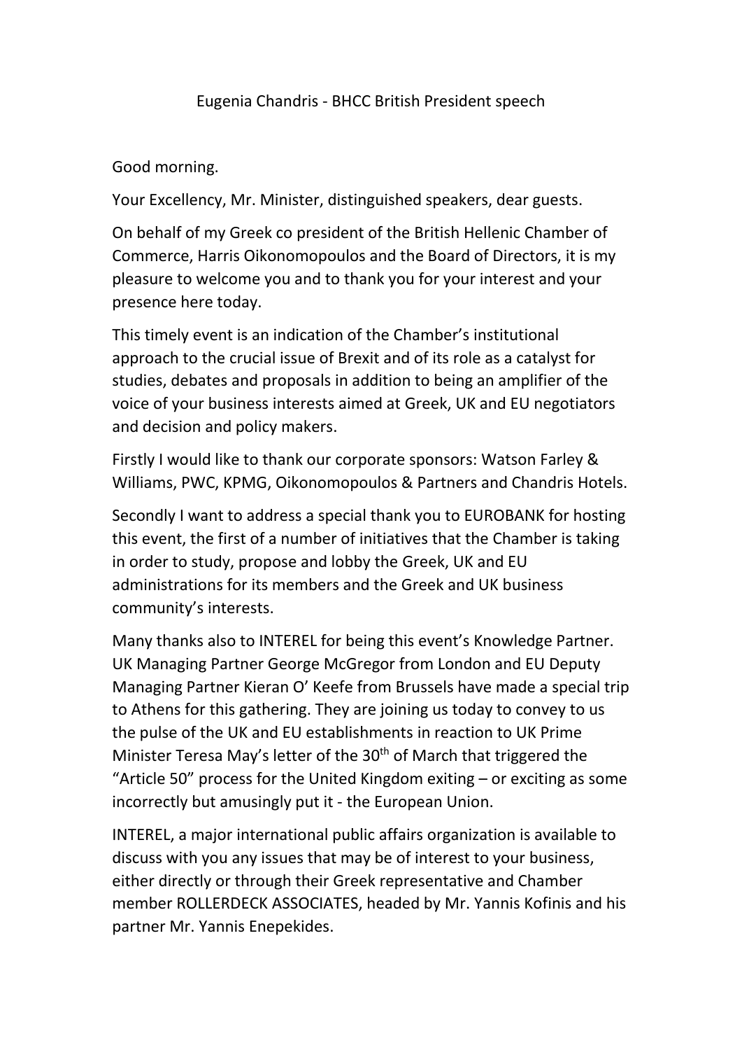# Eugenia Chandris - BHCC British President speech

Good morning.

Your Excellency, Mr. Minister, distinguished speakers, dear guests.

On behalf of my Greek co president of the British Hellenic Chamber of Commerce, Harris Oikonomopoulos and the Board of Directors, it is my pleasure to welcome you and to thank you for your interest and your presence here today.

This timely event is an indication of the Chamber's institutional approach to the crucial issue of Brexit and of its role as a catalyst for studies, debates and proposals in addition to being an amplifier of the voice of your business interests aimed at Greek, UK and EU negotiators and decision and policy makers.

Firstly I would like to thank our corporate sponsors: Watson Farley & Williams, PWC, KPMG, Oikonomopoulos & Partners and Chandris Hotels.

Secondly I want to address a special thank you to EUROBANK for hosting this event, the first of a number of initiatives that the Chamber is taking in order to study, propose and lobby the Greek, UK and EU administrations for its members and the Greek and UK business community's interests.

Many thanks also to INTEREL for being this event's Knowledge Partner. UK Managing Partner George McGregor from London and EU Deputy Managing Partner Kieran O' Keefe from Brussels have made a special trip to Athens for this gathering. They are joining us today to convey to us the pulse of the UK and EU establishments in reaction to UK Prime Minister Teresa May's letter of the 30th of March that triggered the "Article 50" process for the United Kingdom exiting – or exciting as some incorrectly but amusingly put it - the European Union.

INTEREL, a major international public affairs organization is available to discuss with you any issues that may be of interest to your business, either directly or through their Greek representative and Chamber member ROLLERDECK ASSOCIATES, headed by Mr. Yannis Kofinis and his partner Mr. Yannis Enepekides.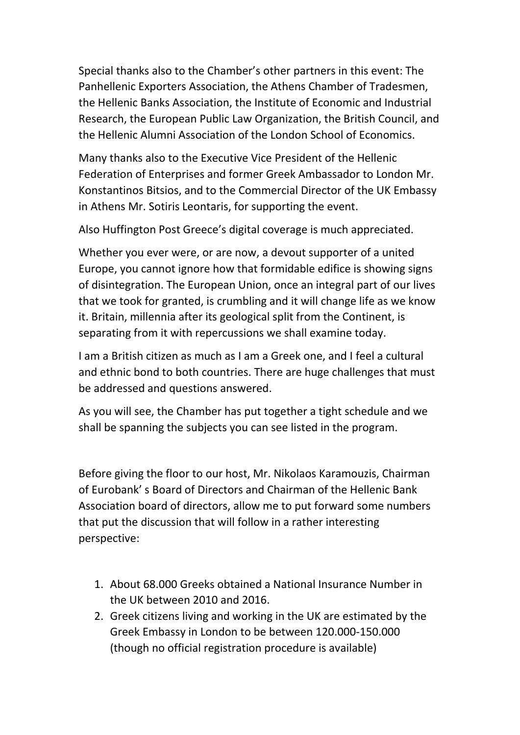Special thanks also to the Chamber's other partners in this event: The Panhellenic Exporters Association, the Athens Chamber of Tradesmen, the Hellenic Banks Association, the Institute of Economic and Industrial Research, the European Public Law Organization, the British Council, and the Hellenic Alumni Association of the London School of Economics.

Many thanks also to the Executive Vice President of the Hellenic Federation of Enterprises and former Greek Ambassador to London Mr. Konstantinos Bitsios, and to the Commercial Director of the UK Embassy in Athens Mr. Sotiris Leontaris, for supporting the event.

Also Huffington Post Greece's digital coverage is much appreciated.

Whether you ever were, or are now, a devout supporter of a united Europe, you cannot ignore how that formidable edifice is showing signs of disintegration. The European Union, once an integral part of our lives that we took for granted, is crumbling and it will change life as we know it. Britain, millennia after its geological split from the Continent, is separating from it with repercussions we shall examine today.

I am a British citizen as much as I am a Greek one, and I feel a cultural and ethnic bond to both countries. There are huge challenges that must be addressed and questions answered.

As you will see, the Chamber has put together a tight schedule and we shall be spanning the subjects you can see listed in the program.

Before giving the floor to our host, Mr. Nikolaos Karamouzis, Chairman of Eurobank' s Board of Directors and Chairman of the Hellenic Bank Association board of directors, allow me to put forward some numbers that put the discussion that will follow in a rather interesting perspective:

1. About 68.000 Greeks obtained a National Insurance Number in the UK between 2010 and 2016.
2. Greek citizens living and working in the UK are estimated by the Greek Embassy in London to be between 120.000-150.000 (though no official registration procedure is available)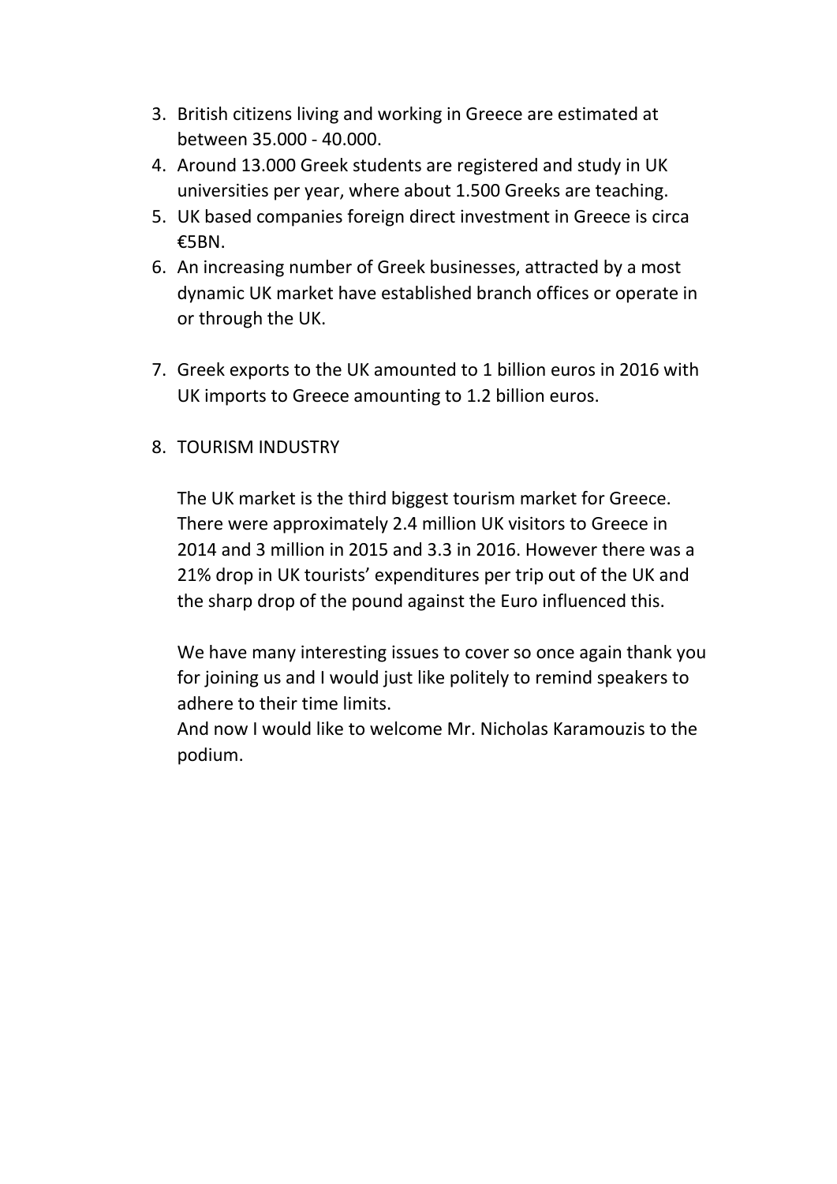3. British citizens living and working in Greece are estimated at between 35.000 - 40.000.
4. Around 13.000 Greek students are registered and study in UK universities per year, where about 1.500 Greeks are teaching.
5. UK based companies foreign direct investment in Greece is circa €5BN.
6. An increasing number of Greek businesses, attracted by a most dynamic UK market have established branch offices or operate in or through the UK.

7. Greek exports to the UK amounted to 1 billion euros in 2016 with UK imports to Greece amounting to 1.2 billion euros.

8. TOURISM INDUSTRY

   The UK market is the third biggest tourism market for Greece. There were approximately 2.4 million UK visitors to Greece in 2014 and 3 million in 2015 and 3.3 in 2016. However there was a 21% drop in UK tourists' expenditures per trip out of the UK and the sharp drop of the pound against the Euro influenced this.

   We have many interesting issues to cover so once again thank you for joining us and I would just like politely to remind speakers to adhere to their time limits.
   And now I would like to welcome Mr. Nicholas Karamouzis to the podium.